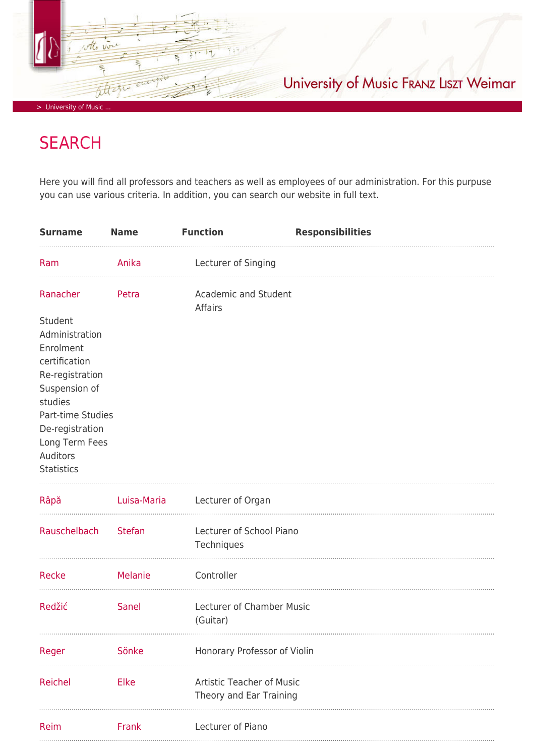> University of Music ...

# SEARCH

Here you will find all professors and teachers as well as employees of our administration. For this purpuse you can use various criteria. In addition, you can search our website in full text.

| Surname | Name | Function | Responsibilities |
|---|---|---|---|
| Ram | Anika | Lecturer of Singing | |
| Ranacher | Petra | Academic and Student Affairs | Student Administration<br>Enrolment certification<br>Re-registration<br>Suspension of studies<br>Part-time Studies<br>De-registration<br>Long Term Fees<br>Auditors<br>Statistics |
| Râpă | Luisa-Maria | Lecturer of Organ | |
| Rauschelbach | Stefan | Lecturer of School Piano Techniques | |
| Recke | Melanie | Controller | |
| Redžić | Sanel | Lecturer of Chamber Music (Guitar) | |
| Reger | Sönke | Honorary Professor of Violin | |
| Reichel | Elke | Artistic Teacher of Music Theory and Ear Training | |
| Reim | Frank | Lecturer of Piano | |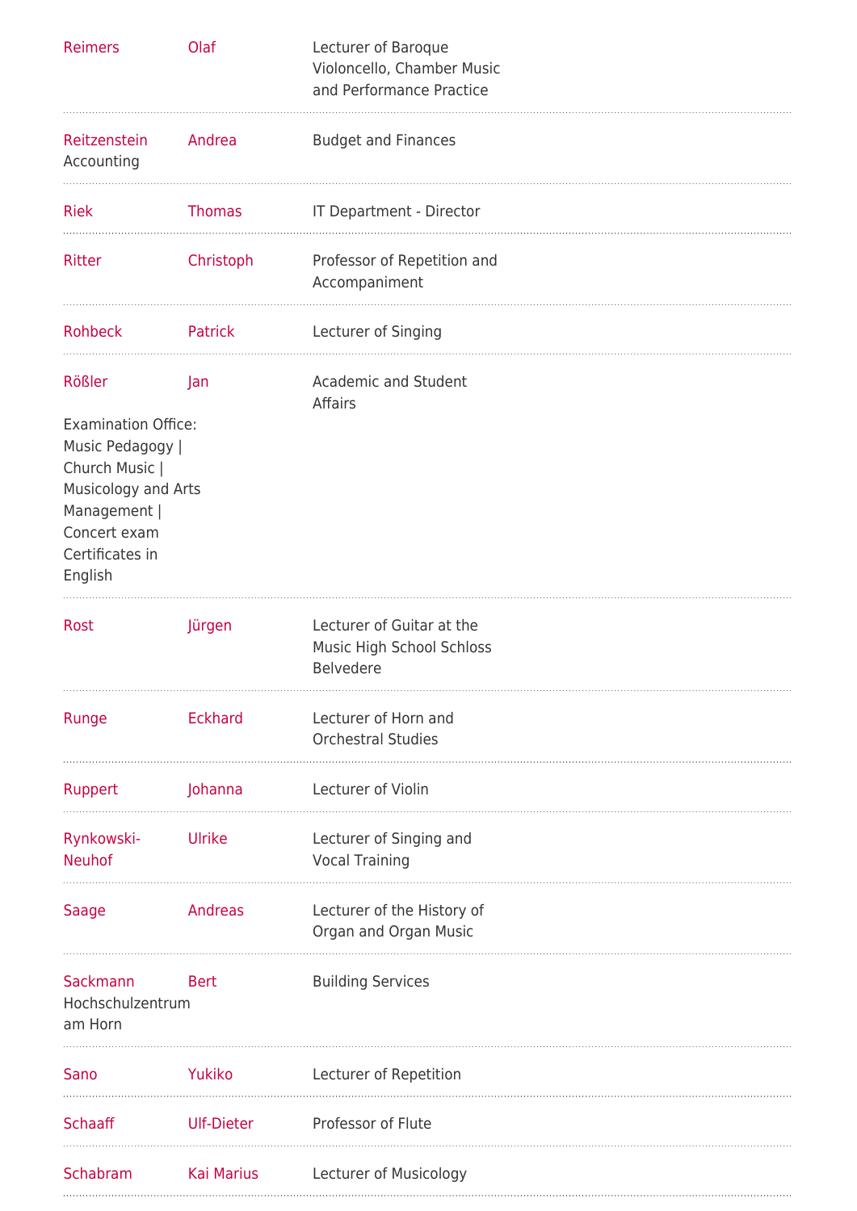| | | |
|---|---|---|
| Reimers | Olaf | Lecturer of Baroque Violoncello, Chamber Music and Performance Practice |
| Reitzenstein Accounting | Andrea | Budget and Finances |
| Riek | Thomas | IT Department - Director |
| Ritter | Christoph | Professor of Repetition and Accompaniment |
| Rohbeck | Patrick | Lecturer of Singing |
| Rößler Examination Office: Music Pedagogy \| Church Music \| Musicology and Arts Management \| Concert exam Certificates in English | Jan | Academic and Student Affairs |
| Rost | Jürgen | Lecturer of Guitar at the Music High School Schloss Belvedere |
| Runge | Eckhard | Lecturer of Horn and Orchestral Studies |
| Ruppert | Johanna | Lecturer of Violin |
| Rynkowski-Neuhof | Ulrike | Lecturer of Singing and Vocal Training |
| Saage | Andreas | Lecturer of the History of Organ and Organ Music |
| Sackmann Hochschulzentrum am Horn | Bert | Building Services |
| Sano | Yukiko | Lecturer of Repetition |
| Schaaff | Ulf-Dieter | Professor of Flute |
| Schabram | Kai Marius | Lecturer of Musicology |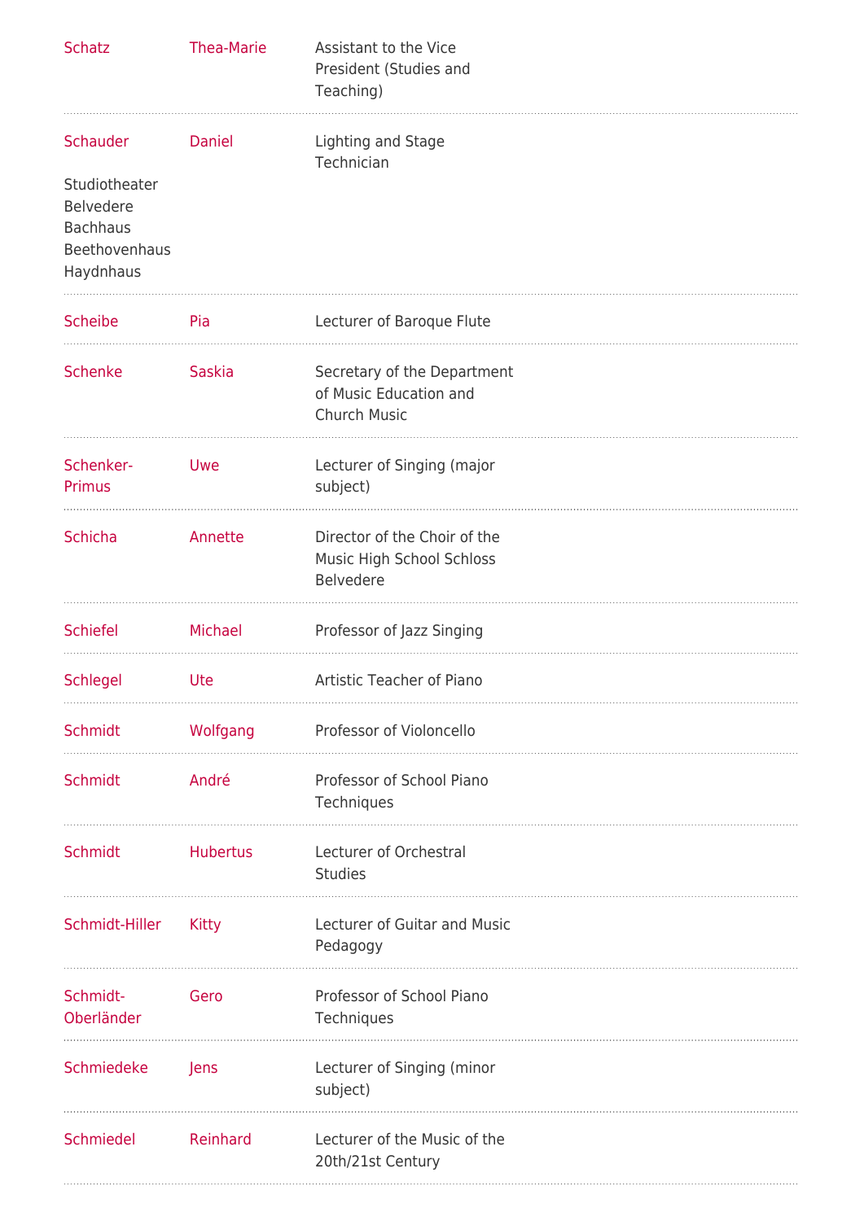| | | |
|---|---|---|
| Schatz | Thea-Marie | Assistant to the Vice President (Studies and Teaching) |
| Schauder<br><br>Studiotheater Belvedere Bachhaus Beethovenhaus Haydnhaus | Daniel | Lighting and Stage Technician |
| Scheibe | Pia | Lecturer of Baroque Flute |
| Schenke | Saskia | Secretary of the Department of Music Education and Church Music |
| Schenker-Primus | Uwe | Lecturer of Singing (major subject) |
| Schicha | Annette | Director of the Choir of the Music High School Schloss Belvedere |
| Schiefel | Michael | Professor of Jazz Singing |
| Schlegel | Ute | Artistic Teacher of Piano |
| Schmidt | Wolfgang | Professor of Violoncello |
| Schmidt | André | Professor of School Piano Techniques |
| Schmidt | Hubertus | Lecturer of Orchestral Studies |
| Schmidt-Hiller | Kitty | Lecturer of Guitar and Music Pedagogy |
| Schmidt-Oberländer | Gero | Professor of School Piano Techniques |
| Schmiedeke | Jens | Lecturer of Singing (minor subject) |
| Schmiedel | Reinhard | Lecturer of the Music of the 20th/21st Century |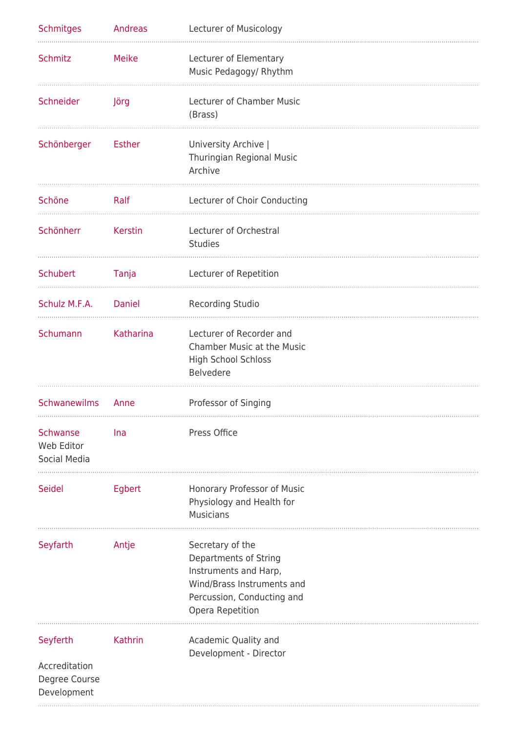| | | |
|---|---|---|
| Schmitges | Andreas | Lecturer of Musicology |
| Schmitz | Meike | Lecturer of Elementary Music Pedagogy/ Rhythm |
| Schneider | Jörg | Lecturer of Chamber Music (Brass) |
| Schönberger | Esther | University Archive \| Thuringian Regional Music Archive |
| Schöne | Ralf | Lecturer of Choir Conducting |
| Schönherr | Kerstin | Lecturer of Orchestral Studies |
| Schubert | Tanja | Lecturer of Repetition |
| Schulz M.F.A. | Daniel | Recording Studio |
| Schumann | Katharina | Lecturer of Recorder and Chamber Music at the Music High School Schloss Belvedere |
| Schwanewilms | Anne | Professor of Singing |
| Schwanse Web Editor Social Media | Ina | Press Office |
| Seidel | Egbert | Honorary Professor of Music Physiology and Health for Musicians |
| Seyfarth | Antje | Secretary of the Departments of String Instruments and Harp, Wind/Brass Instruments and Percussion, Conducting and Opera Repetition |
| Seyferth Accreditation Degree Course Development | Kathrin | Academic Quality and Development - Director |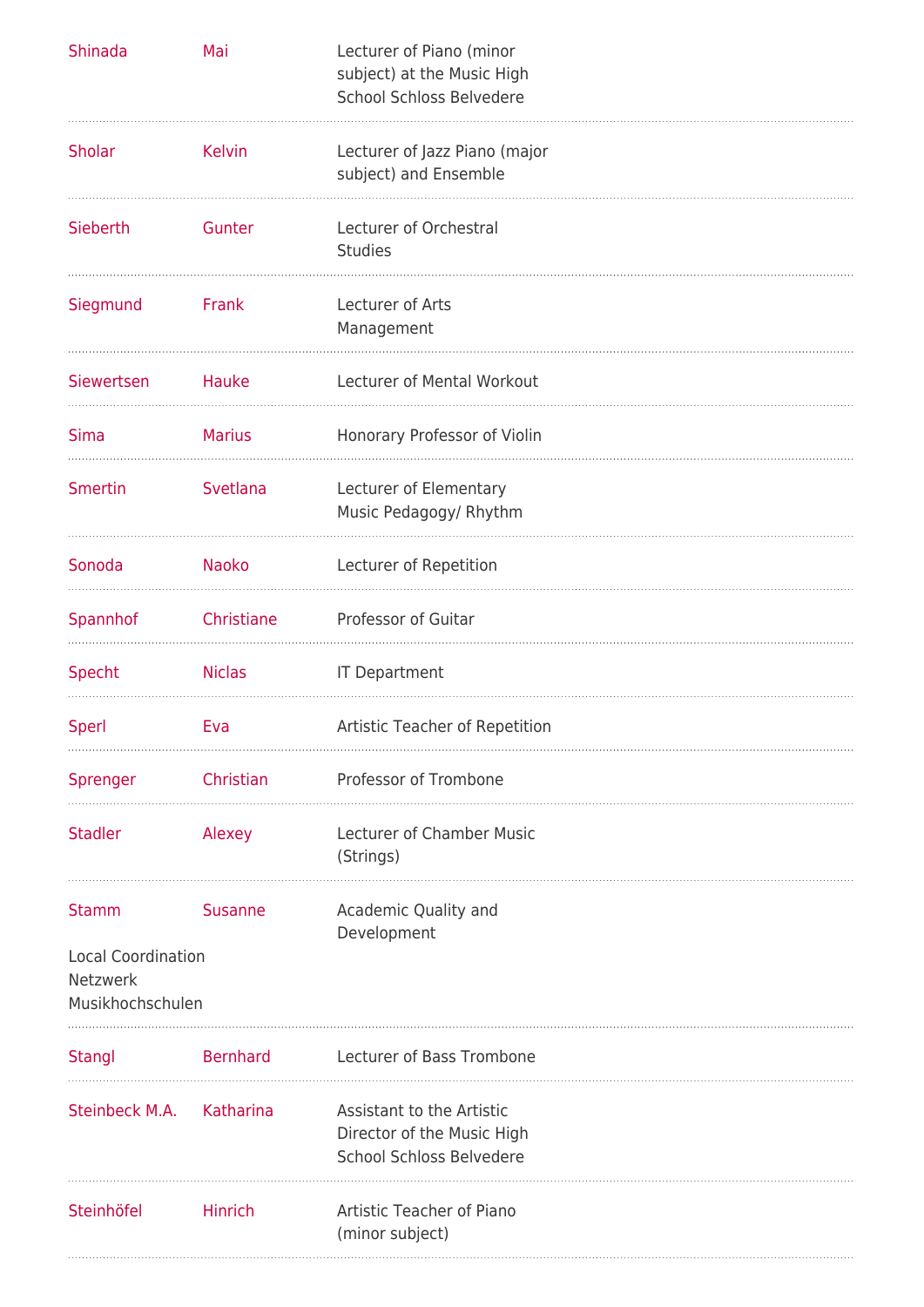| | | |
|---|---|---|
| Shinada | Mai | Lecturer of Piano (minor subject) at the Music High School Schloss Belvedere |
| Sholar | Kelvin | Lecturer of Jazz Piano (major subject) and Ensemble |
| Sieberth | Gunter | Lecturer of Orchestral Studies |
| Siegmund | Frank | Lecturer of Arts Management |
| Siewertsen | Hauke | Lecturer of Mental Workout |
| Sima | Marius | Honorary Professor of Violin |
| Smertin | Svetlana | Lecturer of Elementary Music Pedagogy/ Rhythm |
| Sonoda | Naoko | Lecturer of Repetition |
| Spannhof | Christiane | Professor of Guitar |
| Specht | Niclas | IT Department |
| Sperl | Eva | Artistic Teacher of Repetition |
| Sprenger | Christian | Professor of Trombone |
| Stadler | Alexey | Lecturer of Chamber Music (Strings) |
| Stamm<br>Local Coordination Netzwerk Musikhochschulen | Susanne | Academic Quality and Development |
| Stangl | Bernhard | Lecturer of Bass Trombone |
| Steinbeck M.A. | Katharina | Assistant to the Artistic Director of the Music High School Schloss Belvedere |
| Steinhöfel | Hinrich | Artistic Teacher of Piano (minor subject) |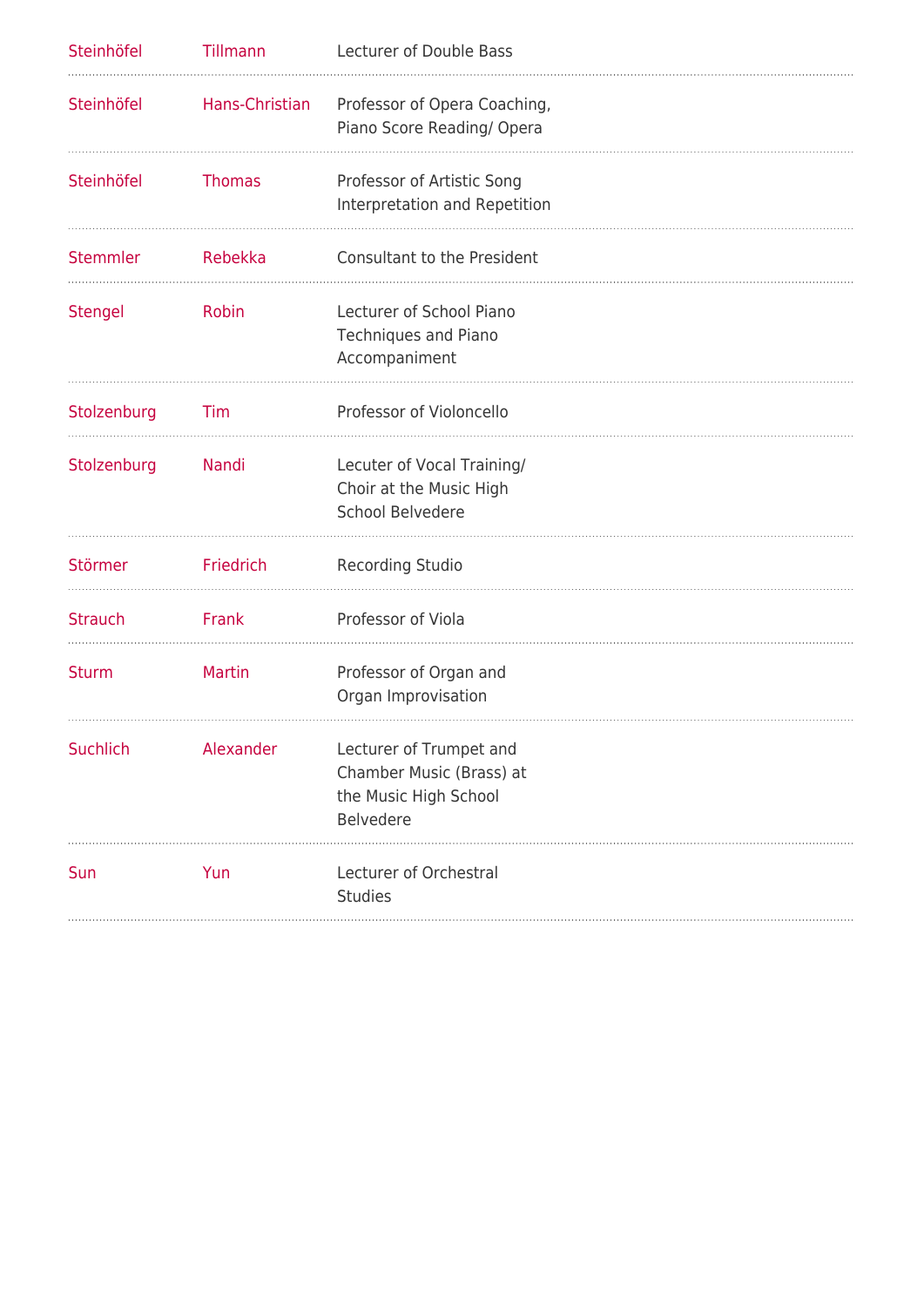| | | |
|---|---|---|
| Steinhöfel | Tillmann | Lecturer of Double Bass |
| Steinhöfel | Hans-Christian | Professor of Opera Coaching, Piano Score Reading/ Opera |
| Steinhöfel | Thomas | Professor of Artistic Song Interpretation and Repetition |
| Stemmler | Rebekka | Consultant to the President |
| Stengel | Robin | Lecturer of School Piano Techniques and Piano Accompaniment |
| Stolzenburg | Tim | Professor of Violoncello |
| Stolzenburg | Nandi | Lecuter of Vocal Training/ Choir at the Music High School Belvedere |
| Störmer | Friedrich | Recording Studio |
| Strauch | Frank | Professor of Viola |
| Sturm | Martin | Professor of Organ and Organ Improvisation |
| Suchlich | Alexander | Lecturer of Trumpet and Chamber Music (Brass) at the Music High School Belvedere |
| Sun | Yun | Lecturer of Orchestral Studies |